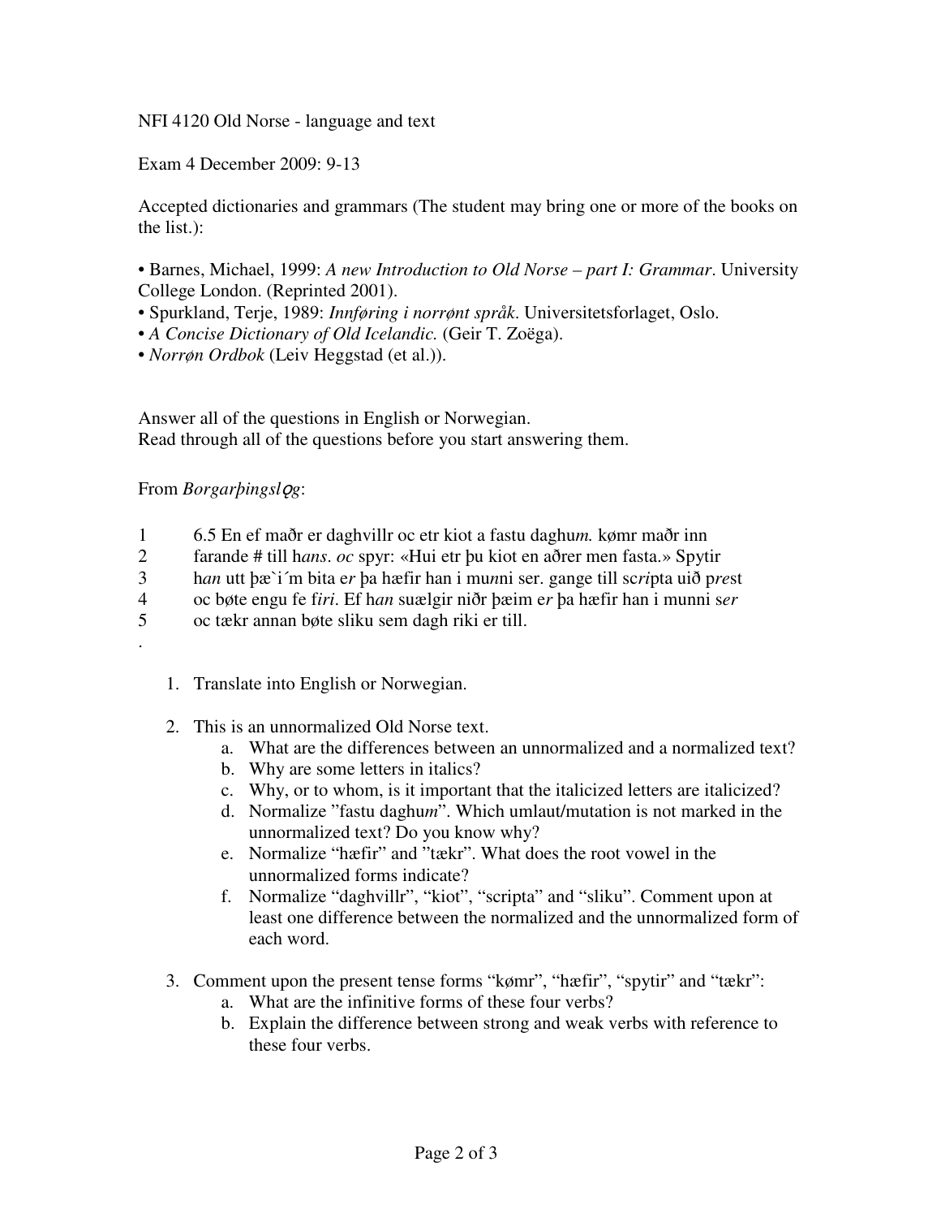NFI 4120 Old Norse - language and text

Exam 4 December 2009: 9-13

Accepted dictionaries and grammars (The student may bring one or more of the books on the list.):

- Barnes, Michael, 1999: *A new Introduction to Old Norse – part I: Grammar*. University College London. (Reprinted 2001).
- Spurkland, Terje, 1989: *Innføring i norrønt språk*. Universitetsforlaget, Oslo.
- *A Concise Dictionary of Old Icelandic.* (Geir T. Zoëga).
- *Norrøn Ordbok* (Leiv Heggstad (et al.)).

Answer all of the questions in English or Norwegian.
Read through all of the questions before you start answering them.

From *Borgarþingslǫg*:

1 6.5 En ef maðr er daghvillr oc etr kiot a fastu daghu*m.* kømr maðr inn
2 farande # till h*ans*. *oc* spyr: «Hui etr þu kiot en aðrer men fasta.» Spytir
3 h*an* utt þæ`i´m bita e*r* þa hæfir han i mu*n*ni ser. gange till sc*ri*pta uið p*re*st
4 oc bøte engu fe f*iri*. Ef h*an* suælgir niðr þæim e*r* þa hæfir han i munni s*er*
5 oc tækr annan bøte sliku sem dagh riki er till.

.

1. Translate into English or Norwegian.

2. This is an unnormalized Old Norse text.
   a. What are the differences between an unnormalized and a normalized text?
   b. Why are some letters in italics?
   c. Why, or to whom, is it important that the italicized letters are italicized?
   d. Normalize "fastu daghu*m*". Which umlaut/mutation is not marked in the unnormalized text? Do you know why?
   e. Normalize "hæfir" and "tækr". What does the root vowel in the unnormalized forms indicate?
   f. Normalize "daghvillr", "kiot", "scripta" and "sliku". Comment upon at least one difference between the normalized and the unnormalized form of each word.

3. Comment upon the present tense forms "kømr", "hæfir", "spytir" and "tækr":
   a. What are the infinitive forms of these four verbs?
   b. Explain the difference between strong and weak verbs with reference to these four verbs.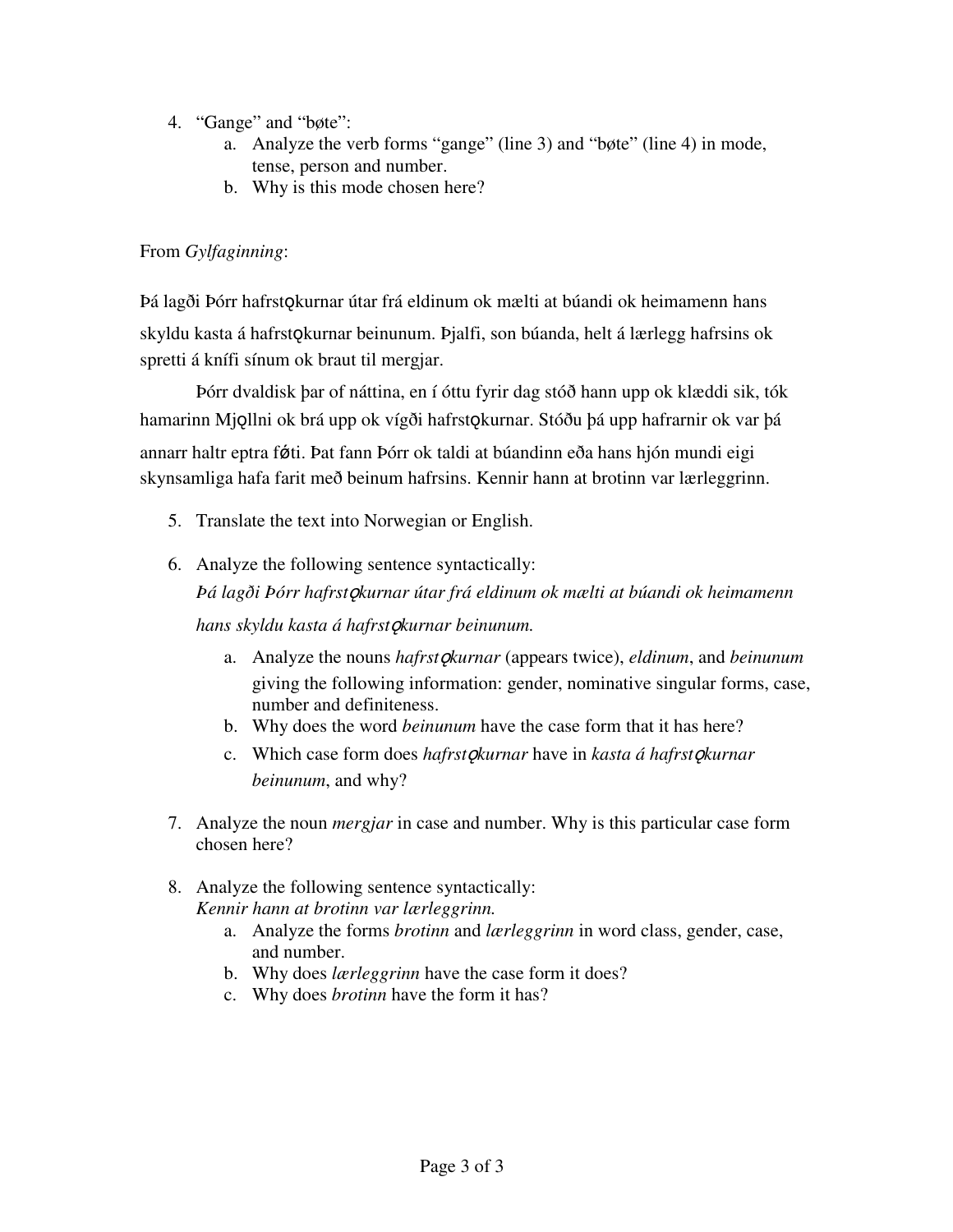4. "Gange" and "bøte":
    a. Analyze the verb forms "gange" (line 3) and "bøte" (line 4) in mode, tense, person and number.
    b. Why is this mode chosen here?

From *Gylfaginning*:

Þá lagði Þórr hafrstǫkurnar útar frá eldinum ok mælti at búandi ok heimamenn hans skyldu kasta á hafrstǫkurnar beinunum. Þjalfi, son búanda, helt á lærlegg hafrsins ok spretti á knífi sínum ok braut til mergjar.

Þórr dvaldisk þar of náttina, en í óttu fyrir dag stóð hann upp ok klæddi sik, tók hamarinn Mjǫllni ok brá upp ok vígði hafrstǫkurnar. Stóðu þá upp hafrarnir ok var þá annarr haltr eptra fǿti. Þat fann Þórr ok taldi at búandinn eða hans hjón mundi eigi skynsamliga hafa farit með beinum hafrsins. Kennir hann at brotinn var lærleggrinn.

5. Translate the text into Norwegian or English.

6. Analyze the following sentence syntactically:
   *Þá lagði Þórr hafrstǫkurnar útar frá eldinum ok mælti at búandi ok heimamenn hans skyldu kasta á hafrstǫkurnar beinunum.*
    a. Analyze the nouns *hafrstǫkurnar* (appears twice), *eldinum*, and *beinunum* giving the following information: gender, nominative singular forms, case, number and definiteness.
    b. Why does the word *beinunum* have the case form that it has here?
    c. Which case form does *hafrstǫkurnar* have in *kasta á hafrstǫkurnar beinunum*, and why?

7. Analyze the noun *mergjar* in case and number. Why is this particular case form chosen here?

8. Analyze the following sentence syntactically:
   *Kennir hann at brotinn var lærleggrinn.*
    a. Analyze the forms *brotinn* and *lærleggrinn* in word class, gender, case, and number.
    b. Why does *lærleggrinn* have the case form it does?
    c. Why does *brotinn* have the form it has?